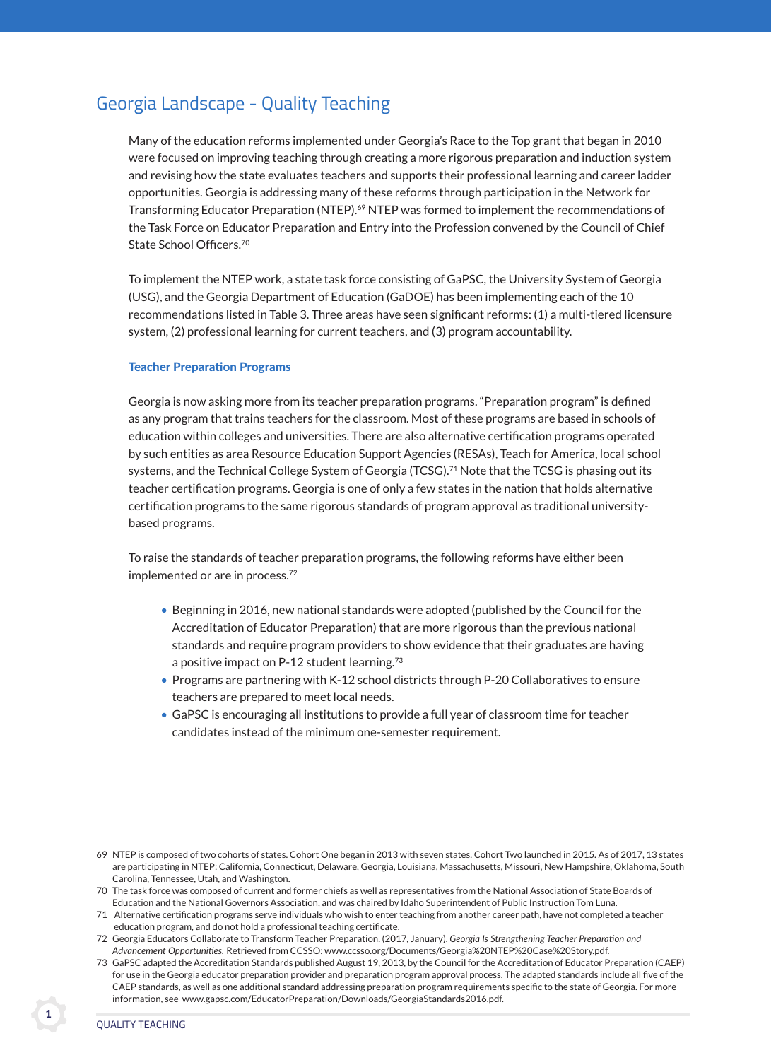## Georgia Landscape - Quality Teaching

Many of the education reforms implemented under Georgia's Race to the Top grant that began in 2010 were focused on improving teaching through creating a more rigorous preparation and induction system and revising how the state evaluates teachers and supports their professional learning and career ladder opportunities. Georgia is addressing many of these reforms through participation in the Network for Transforming Educator Preparation (NTEP).[69] NTEP was formed to implement the recommendations of the Task Force on Educator Preparation and Entry into the Profession convened by the Council of Chief State School Officers.[70]

To implement the NTEP work, a state task force consisting of GaPSC, the University System of Georgia (USG), and the Georgia Department of Education (GaDOE) has been implementing each of the 10 recommendations listed in Table 3. Three areas have seen significant reforms: (1) a multi-tiered licensure system, (2) professional learning for current teachers, and (3) program accountability.

### Teacher Preparation Programs

Georgia is now asking more from its teacher preparation programs. "Preparation program" is defined as any program that trains teachers for the classroom. Most of these programs are based in schools of education within colleges and universities. There are also alternative certification programs operated by such entities as area Resource Education Support Agencies (RESAs), Teach for America, local school systems, and the Technical College System of Georgia (TCSG).[71] Note that the TCSG is phasing out its teacher certification programs. Georgia is one of only a few states in the nation that holds alternative certification programs to the same rigorous standards of program approval as traditional university-based programs.

To raise the standards of teacher preparation programs, the following reforms have either been implemented or are in process.[72]

- Beginning in 2016, new national standards were adopted (published by the Council for the Accreditation of Educator Preparation) that are more rigorous than the previous national standards and require program providers to show evidence that their graduates are having a positive impact on P-12 student learning.[73]
- Programs are partnering with K-12 school districts through P-20 Collaboratives to ensure teachers are prepared to meet local needs.
- GaPSC is encouraging all institutions to provide a full year of classroom time for teacher candidates instead of the minimum one-semester requirement.

---

69 NTEP is composed of two cohorts of states. Cohort One began in 2013 with seven states. Cohort Two launched in 2015. As of 2017, 13 states are participating in NTEP: California, Connecticut, Delaware, Georgia, Louisiana, Massachusetts, Missouri, New Hampshire, Oklahoma, South Carolina, Tennessee, Utah, and Washington.

70 The task force was composed of current and former chiefs as well as representatives from the National Association of State Boards of Education and the National Governors Association, and was chaired by Idaho Superintendent of Public Instruction Tom Luna.

71 Alternative certification programs serve individuals who wish to enter teaching from another career path, have not completed a teacher education program, and do not hold a professional teaching certificate.

72 Georgia Educators Collaborate to Transform Teacher Preparation. (2017, January). *Georgia Is Strengthening Teacher Preparation and Advancement Opportunities.* Retrieved from CCSSO: www.ccsso.org/Documents/Georgia%20NTEP%20Case%20Story.pdf.

73 GaPSC adapted the Accreditation Standards published August 19, 2013, by the Council for the Accreditation of Educator Preparation (CAEP) for use in the Georgia educator preparation provider and preparation program approval process. The adapted standards include all five of the CAEP standards, as well as one additional standard addressing preparation program requirements specific to the state of Georgia. For more information, see www.gapsc.com/EducatorPreparation/Downloads/GeorgiaStandards2016.pdf.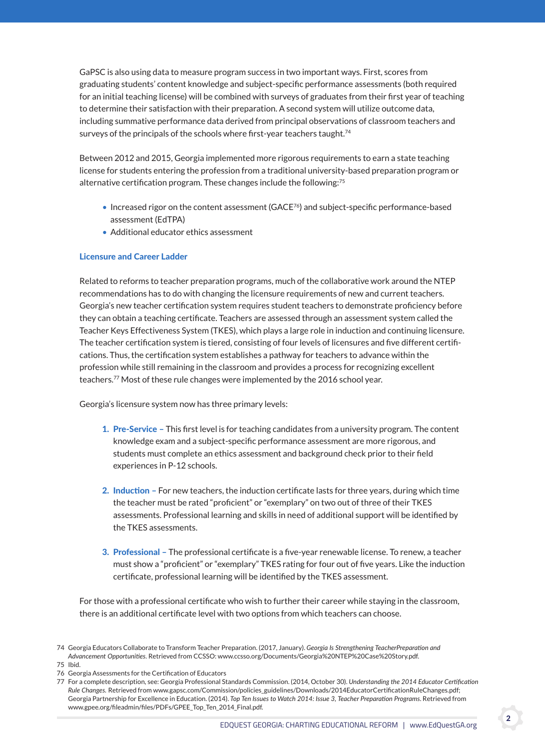GaPSC is also using data to measure program success in two important ways. First, scores from graduating students' content knowledge and subject-specific performance assessments (both required for an initial teaching license) will be combined with surveys of graduates from their first year of teaching to determine their satisfaction with their preparation. A second system will utilize outcome data, including summative performance data derived from principal observations of classroom teachers and surveys of the principals of the schools where first-year teachers taught.[74]

Between 2012 and 2015, Georgia implemented more rigorous requirements to earn a state teaching license for students entering the profession from a traditional university-based preparation program or alternative certification program. These changes include the following:[75]

- Increased rigor on the content assessment (GACE[76]) and subject-specific performance-based assessment (EdTPA)
- Additional educator ethics assessment

### Licensure and Career Ladder

Related to reforms to teacher preparation programs, much of the collaborative work around the NTEP recommendations has to do with changing the licensure requirements of new and current teachers. Georgia's new teacher certification system requires student teachers to demonstrate proficiency before they can obtain a teaching certificate. Teachers are assessed through an assessment system called the Teacher Keys Effectiveness System (TKES), which plays a large role in induction and continuing licensure. The teacher certification system is tiered, consisting of four levels of licensures and five different certifications. Thus, the certification system establishes a pathway for teachers to advance within the profession while still remaining in the classroom and provides a process for recognizing excellent teachers.[77] Most of these rule changes were implemented by the 2016 school year.

Georgia's licensure system now has three primary levels:

1. **Pre-Service –** This first level is for teaching candidates from a university program. The content knowledge exam and a subject-specific performance assessment are more rigorous, and students must complete an ethics assessment and background check prior to their field experiences in P-12 schools.

2. **Induction –** For new teachers, the induction certificate lasts for three years, during which time the teacher must be rated "proficient" or "exemplary" on two out of three of their TKES assessments. Professional learning and skills in need of additional support will be identified by the TKES assessments.

3. **Professional –** The professional certificate is a five-year renewable license. To renew, a teacher must show a "proficient" or "exemplary" TKES rating for four out of five years. Like the induction certificate, professional learning will be identified by the TKES assessment.

For those with a professional certificate who wish to further their career while staying in the classroom, there is an additional certificate level with two options from which teachers can choose.

---

74 Georgia Educators Collaborate to Transform Teacher Preparation. (2017, January). *Georgia Is Strengthening TeacherPreparation and Advancement Opportunities*. Retrieved from CCSSO: www.ccsso.org/Documents/Georgia%20NTEP%20Case%20Story.pdf.

75 Ibid.

76 Georgia Assessments for the Certification of Educators

77 For a complete description, see: Georgia Professional Standards Commission. (2014, October 30). *Understanding the 2014 Educator Certification Rule Changes*. Retrieved from www.gapsc.com/Commission/policies_guidelines/Downloads/2014EducatorCertificationRuleChanges.pdf; Georgia Partnership for Excellence in Education. (2014). *Top Ten Issues to Watch 2014: Issue 3, Teacher Preparation Programs*. Retrieved from www.gpee.org/fileadmin/files/PDFs/GPEE_Top_Ten_2014_Final.pdf.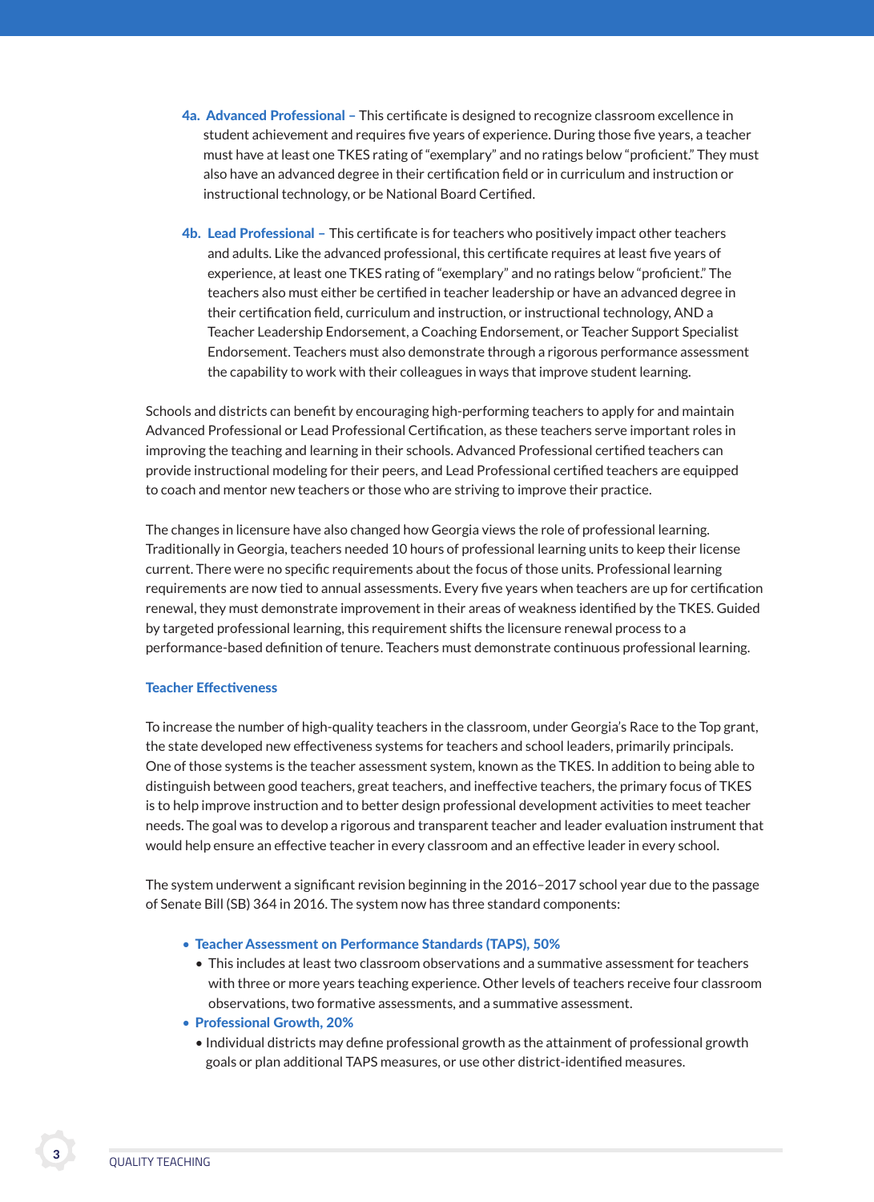4a. **Advanced Professional** – This certificate is designed to recognize classroom excellence in student achievement and requires five years of experience. During those five years, a teacher must have at least one TKES rating of "exemplary" and no ratings below "proficient." They must also have an advanced degree in their certification field or in curriculum and instruction or instructional technology, or be National Board Certified.

4b. **Lead Professional** – This certificate is for teachers who positively impact other teachers and adults. Like the advanced professional, this certificate requires at least five years of experience, at least one TKES rating of "exemplary" and no ratings below "proficient." The teachers also must either be certified in teacher leadership or have an advanced degree in their certification field, curriculum and instruction, or instructional technology, AND a Teacher Leadership Endorsement, a Coaching Endorsement, or Teacher Support Specialist Endorsement. Teachers must also demonstrate through a rigorous performance assessment the capability to work with their colleagues in ways that improve student learning.

Schools and districts can benefit by encouraging high-performing teachers to apply for and maintain Advanced Professional or Lead Professional Certification, as these teachers serve important roles in improving the teaching and learning in their schools. Advanced Professional certified teachers can provide instructional modeling for their peers, and Lead Professional certified teachers are equipped to coach and mentor new teachers or those who are striving to improve their practice.

The changes in licensure have also changed how Georgia views the role of professional learning. Traditionally in Georgia, teachers needed 10 hours of professional learning units to keep their license current. There were no specific requirements about the focus of those units. Professional learning requirements are now tied to annual assessments. Every five years when teachers are up for certification renewal, they must demonstrate improvement in their areas of weakness identified by the TKES. Guided by targeted professional learning, this requirement shifts the licensure renewal process to a performance-based definition of tenure. Teachers must demonstrate continuous professional learning.

### Teacher Effectiveness

To increase the number of high-quality teachers in the classroom, under Georgia's Race to the Top grant, the state developed new effectiveness systems for teachers and school leaders, primarily principals. One of those systems is the teacher assessment system, known as the TKES. In addition to being able to distinguish between good teachers, great teachers, and ineffective teachers, the primary focus of TKES is to help improve instruction and to better design professional development activities to meet teacher needs. The goal was to develop a rigorous and transparent teacher and leader evaluation instrument that would help ensure an effective teacher in every classroom and an effective leader in every school.

The system underwent a significant revision beginning in the 2016–2017 school year due to the passage of Senate Bill (SB) 364 in 2016. The system now has three standard components:

- **Teacher Assessment on Performance Standards (TAPS), 50%**
  - This includes at least two classroom observations and a summative assessment for teachers with three or more years teaching experience. Other levels of teachers receive four classroom observations, two formative assessments, and a summative assessment.
- **Professional Growth, 20%**
  - Individual districts may define professional growth as the attainment of professional growth goals or plan additional TAPS measures, or use other district-identified measures.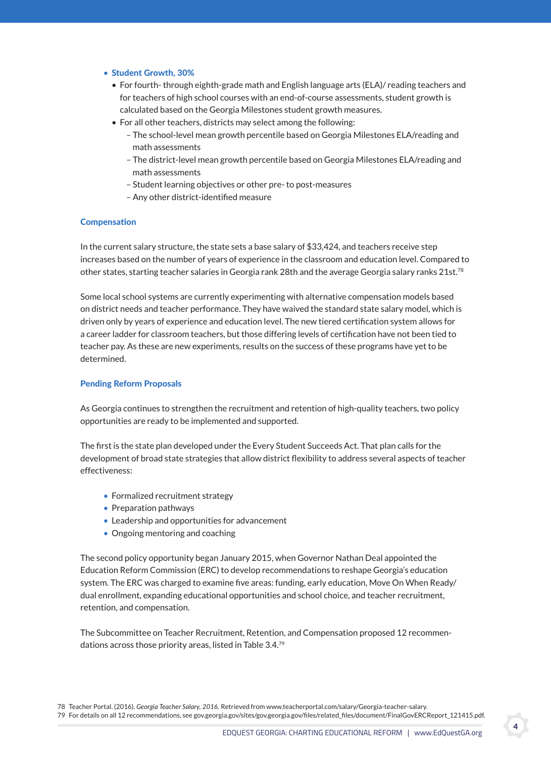- **Student Growth, 30%**
  - For fourth- through eighth-grade math and English language arts (ELA)/ reading teachers and for teachers of high school courses with an end-of-course assessments, student growth is calculated based on the Georgia Milestones student growth measures.
  - For all other teachers, districts may select among the following:
    - The school-level mean growth percentile based on Georgia Milestones ELA/reading and math assessments
    - The district-level mean growth percentile based on Georgia Milestones ELA/reading and math assessments
    - Student learning objectives or other pre- to post-measures
    - Any other district-identified measure

### Compensation

In the current salary structure, the state sets a base salary of $33,424, and teachers receive step increases based on the number of years of experience in the classroom and education level. Compared to other states, starting teacher salaries in Georgia rank 28th and the average Georgia salary ranks 21st.[78]

Some local school systems are currently experimenting with alternative compensation models based on district needs and teacher performance. They have waived the standard state salary model, which is driven only by years of experience and education level. The new tiered certification system allows for a career ladder for classroom teachers, but those differing levels of certification have not been tied to teacher pay. As these are new experiments, results on the success of these programs have yet to be determined.

### Pending Reform Proposals

As Georgia continues to strengthen the recruitment and retention of high-quality teachers, two policy opportunities are ready to be implemented and supported.

The first is the state plan developed under the Every Student Succeeds Act. That plan calls for the development of broad state strategies that allow district flexibility to address several aspects of teacher effectiveness:

- Formalized recruitment strategy
- Preparation pathways
- Leadership and opportunities for advancement
- Ongoing mentoring and coaching

The second policy opportunity began January 2015, when Governor Nathan Deal appointed the Education Reform Commission (ERC) to develop recommendations to reshape Georgia's education system. The ERC was charged to examine five areas: funding, early education, Move On When Ready/ dual enrollment, expanding educational opportunities and school choice, and teacher recruitment, retention, and compensation.

The Subcommittee on Teacher Recruitment, Retention, and Compensation proposed 12 recommendations across those priority areas, listed in Table 3.4.[79]

78 Teacher Portal. (2016). *Georgia Teacher Salary, 2016.* Retrieved from www.teacherportal.com/salary/Georgia-teacher-salary.

79 For details on all 12 recommendations, see gov.georgia.gov/sites/gov.georgia.gov/files/related_files/document/FinalGovERCReport_121415.pdf.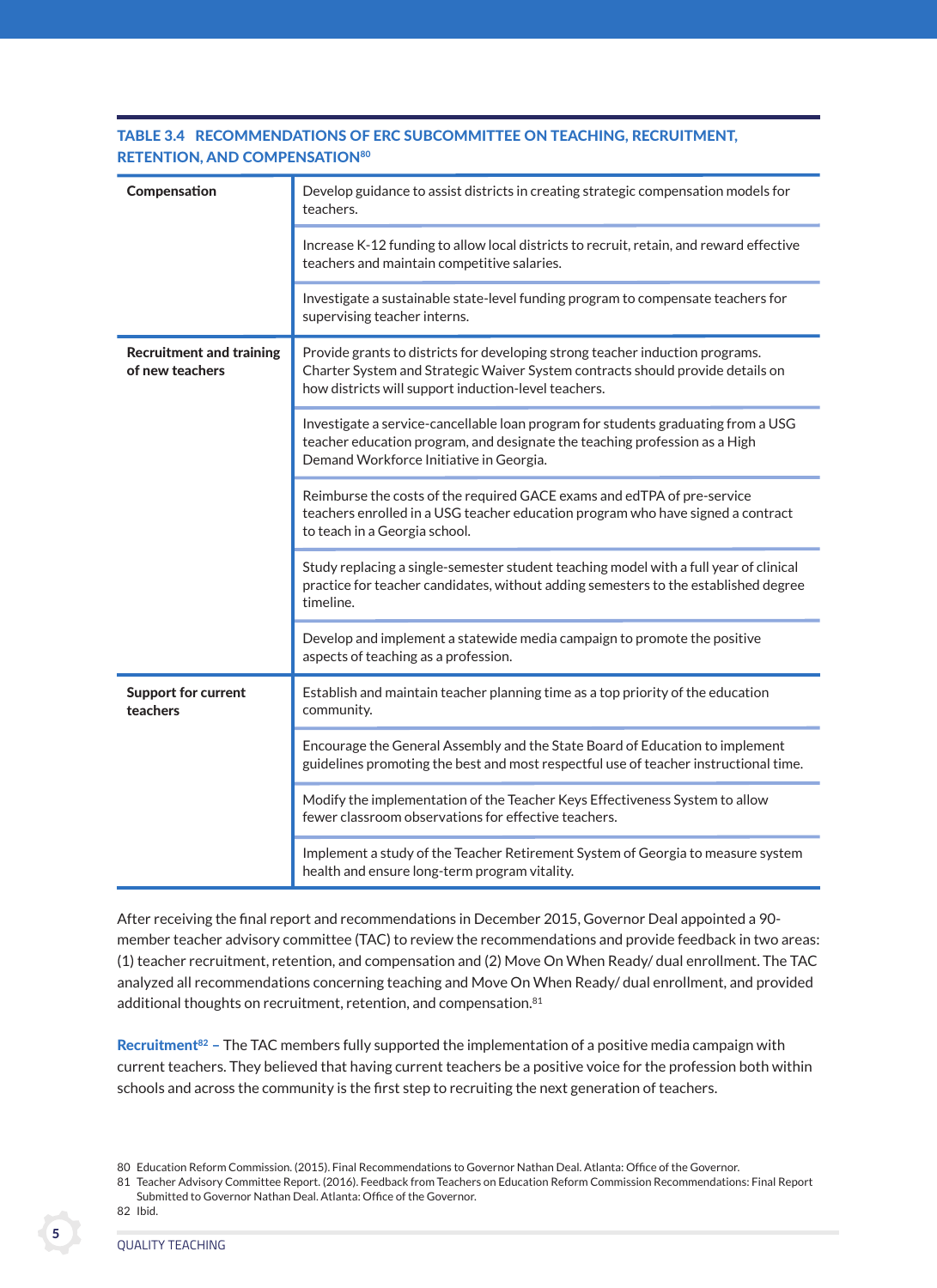**TABLE 3.4 RECOMMENDATIONS OF ERC SUBCOMMITTEE ON TEACHING, RECRUITMENT, RETENTION, AND COMPENSATION[80]**

| | |
|---|---|
| **Compensation** | Develop guidance to assist districts in creating strategic compensation models for teachers. |
| | Increase K-12 funding to allow local districts to recruit, retain, and reward effective teachers and maintain competitive salaries. |
| | Investigate a sustainable state-level funding program to compensate teachers for supervising teacher interns. |
| **Recruitment and training of new teachers** | Provide grants to districts for developing strong teacher induction programs. Charter System and Strategic Waiver System contracts should provide details on how districts will support induction-level teachers. |
| | Investigate a service-cancellable loan program for students graduating from a USG teacher education program, and designate the teaching profession as a High Demand Workforce Initiative in Georgia. |
| | Reimburse the costs of the required GACE exams and edTPA of pre-service teachers enrolled in a USG teacher education program who have signed a contract to teach in a Georgia school. |
| | Study replacing a single-semester student teaching model with a full year of clinical practice for teacher candidates, without adding semesters to the established degree timeline. |
| | Develop and implement a statewide media campaign to promote the positive aspects of teaching as a profession. |
| **Support for current teachers** | Establish and maintain teacher planning time as a top priority of the education community. |
| | Encourage the General Assembly and the State Board of Education to implement guidelines promoting the best and most respectful use of teacher instructional time. |
| | Modify the implementation of the Teacher Keys Effectiveness System to allow fewer classroom observations for effective teachers. |
| | Implement a study of the Teacher Retirement System of Georgia to measure system health and ensure long-term program vitality. |

After receiving the final report and recommendations in December 2015, Governor Deal appointed a 90-member teacher advisory committee (TAC) to review the recommendations and provide feedback in two areas: (1) teacher recruitment, retention, and compensation and (2) Move On When Ready/ dual enrollment. The TAC analyzed all recommendations concerning teaching and Move On When Ready/ dual enrollment, and provided additional thoughts on recruitment, retention, and compensation.[81]

**Recruitment**[82] – The TAC members fully supported the implementation of a positive media campaign with current teachers. They believed that having current teachers be a positive voice for the profession both within schools and across the community is the first step to recruiting the next generation of teachers.

80 Education Reform Commission. (2015). Final Recommendations to Governor Nathan Deal. Atlanta: Office of the Governor.
81 Teacher Advisory Committee Report. (2016). Feedback from Teachers on Education Reform Commission Recommendations: Final Report Submitted to Governor Nathan Deal. Atlanta: Office of the Governor.
82 Ibid.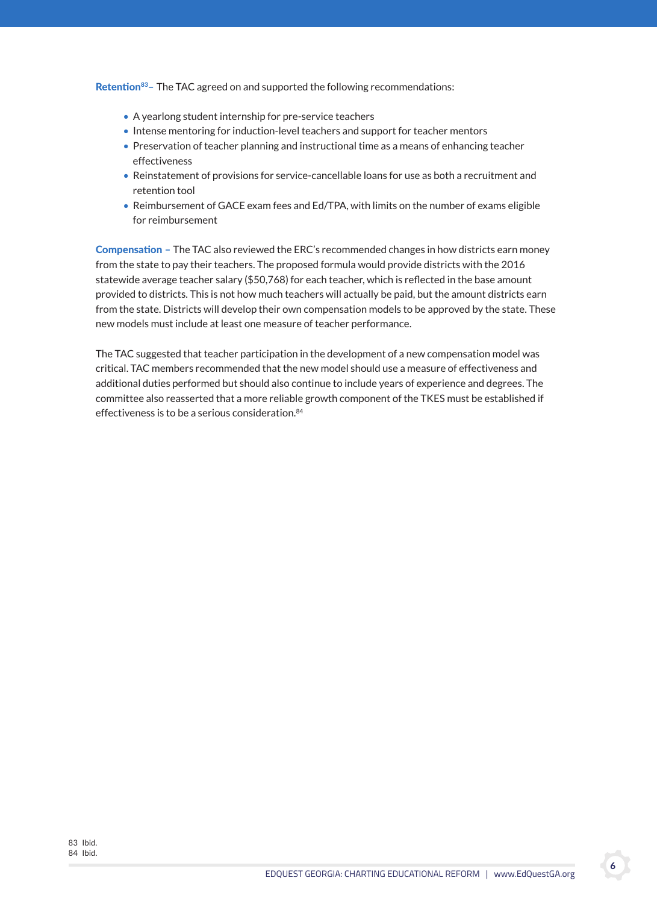**Retention**[83] **–** The TAC agreed on and supported the following recommendations:

- A yearlong student internship for pre-service teachers
- Intense mentoring for induction-level teachers and support for teacher mentors
- Preservation of teacher planning and instructional time as a means of enhancing teacher effectiveness
- Reinstatement of provisions for service-cancellable loans for use as both a recruitment and retention tool
- Reimbursement of GACE exam fees and Ed/TPA, with limits on the number of exams eligible for reimbursement

**Compensation –** The TAC also reviewed the ERC's recommended changes in how districts earn money from the state to pay their teachers. The proposed formula would provide districts with the 2016 statewide average teacher salary ($50,768) for each teacher, which is reflected in the base amount provided to districts. This is not how much teachers will actually be paid, but the amount districts earn from the state. Districts will develop their own compensation models to be approved by the state. These new models must include at least one measure of teacher performance.

The TAC suggested that teacher participation in the development of a new compensation model was critical. TAC members recommended that the new model should use a measure of effectiveness and additional duties performed but should also continue to include years of experience and degrees. The committee also reasserted that a more reliable growth component of the TKES must be established if effectiveness is to be a serious consideration.[84]

83 Ibid.
84 Ibid.